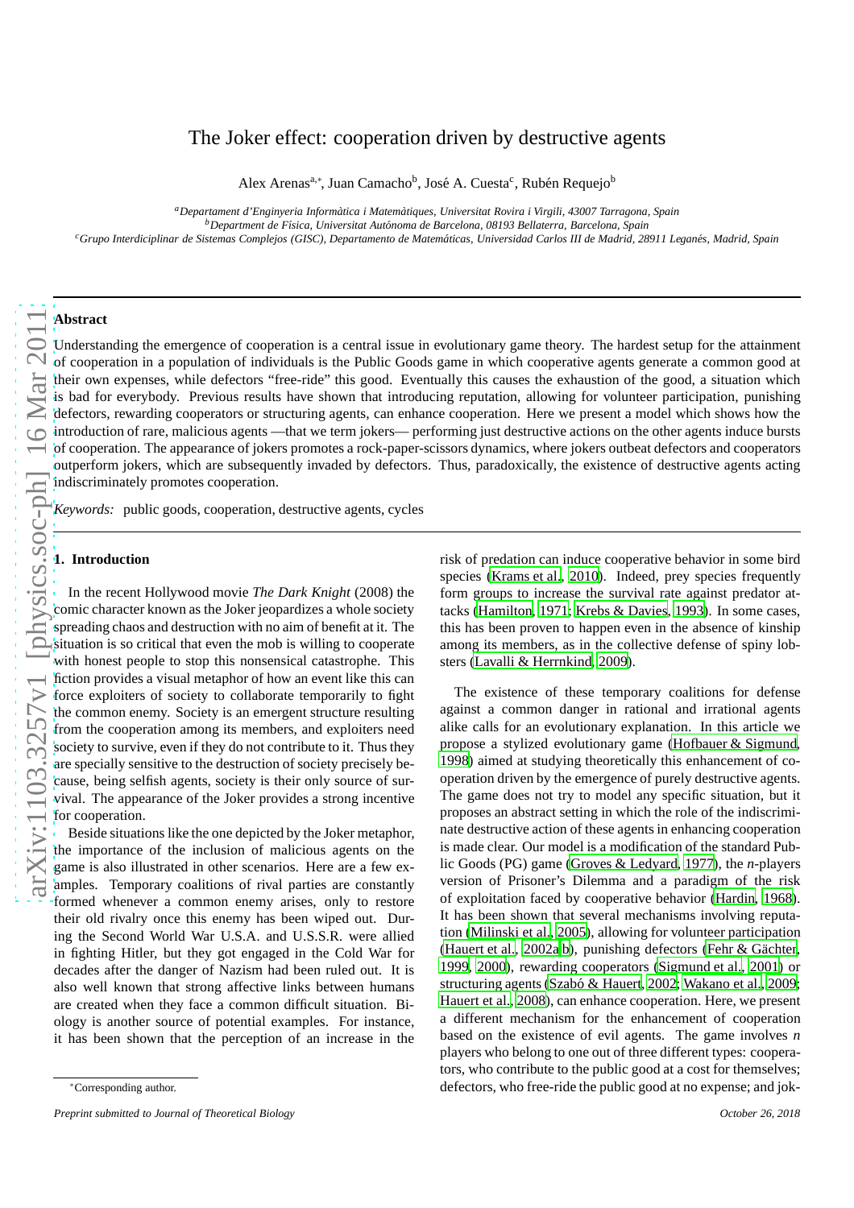# The Joker effect: cooperation driven by destructive agents

Alex Arenas[a,*], Juan Camacho[b], José A. Cuesta[c], Rubén Requejo[b]

[a] Departament d'Enginyeria Informàtica i Matemàtiques, Universitat Rovira i Virgili, 43007 Tarragona, Spain
[b] Department de Física, Universitat Autónoma de Barcelona, 08193 Bellaterra, Barcelona, Spain
[c] Grupo Interdiciplinar de Sistemas Complejos (GISC), Departamento de Matemáticas, Universidad Carlos III de Madrid, 28911 Leganés, Madrid, Spain

## Abstract

Understanding the emergence of cooperation is a central issue in evolutionary game theory. The hardest setup for the attainment of cooperation in a population of individuals is the Public Goods game in which cooperative agents generate a common good at their own expenses, while defectors "free-ride" this good. Eventually this causes the exhaustion of the good, a situation which is bad for everybody. Previous results have shown that introducing reputation, allowing for volunteer participation, punishing defectors, rewarding cooperators or structuring agents, can enhance cooperation. Here we present a model which shows how the introduction of rare, malicious agents —that we term jokers— performing just destructive actions on the other agents induce bursts of cooperation. The appearance of jokers promotes a rock-paper-scissors dynamics, where jokers outbeat defectors and cooperators outperform jokers, which are subsequently invaded by defectors. Thus, paradoxically, the existence of destructive agents acting indiscriminately promotes cooperation.

*Keywords:* public goods, cooperation, destructive agents, cycles

## 1. Introduction

In the recent Hollywood movie *The Dark Knight* (2008) the comic character known as the Joker jeopardizes a whole society spreading chaos and destruction with no aim of benefit at it. The situation is so critical that even the mob is willing to cooperate with honest people to stop this nonsensical catastrophe. This fiction provides a visual metaphor of how an event like this can force exploiters of society to collaborate temporarily to fight the common enemy. Society is an emergent structure resulting from the cooperation among its members, and exploiters need society to survive, even if they do not contribute to it. Thus they are specially sensitive to the destruction of society precisely because, being selfish agents, society is their only source of survival. The appearance of the Joker provides a strong incentive for cooperation.

Beside situations like the one depicted by the Joker metaphor, the importance of the inclusion of malicious agents on the game is also illustrated in other scenarios. Here are a few examples. Temporary coalitions of rival parties are constantly formed whenever a common enemy arises, only to restore their old rivalry once this enemy has been wiped out. During the Second World War U.S.A. and U.S.S.R. were allied in fighting Hitler, but they got engaged in the Cold War for decades after the danger of Nazism had been ruled out. It is also well known that strong affective links between humans are created when they face a common difficult situation. Biology is another source of potential examples. For instance, it has been shown that the perception of an increase in the risk of predation can induce cooperative behavior in some bird species (Krams et al., 2010). Indeed, prey species frequently form groups to increase the survival rate against predator attacks (Hamilton, 1971; Krebs & Davies, 1993). In some cases, this has been proven to happen even in the absence of kinship among its members, as in the collective defense of spiny lobsters (Lavalli & Herrnkind, 2009).

The existence of these temporary coalitions for defense against a common danger in rational and irrational agents alike calls for an evolutionary explanation. In this article we propose a stylized evolutionary game (Hofbauer & Sigmund, 1998) aimed at studying theoretically this enhancement of cooperation driven by the emergence of purely destructive agents. The game does not try to model any specific situation, but it proposes an abstract setting in which the role of the indiscriminate destructive action of these agents in enhancing cooperation is made clear. Our model is a modification of the standard Public Goods (PG) game (Groves & Ledyard, 1977), the *n*-players version of Prisoner's Dilemma and a paradigm of the risk of exploitation faced by cooperative behavior (Hardin, 1968). It has been shown that several mechanisms involving reputation (Milinski et al., 2005), allowing for volunteer participation (Hauert et al., 2002a,b), punishing defectors (Fehr & Gächter, 1999, 2000), rewarding cooperators (Sigmund et al., 2001) or structuring agents (Szabó & Hauert, 2002; Wakano et al., 2009; Hauert et al., 2008), can enhance cooperation. Here, we present a different mechanism for the enhancement of cooperation based on the existence of evil agents. The game involves $n$ players who belong to one out of three different types: cooperators, who contribute to the public good at a cost for themselves; defectors, who free-ride the public good at no expense; and jok-

*Corresponding author.*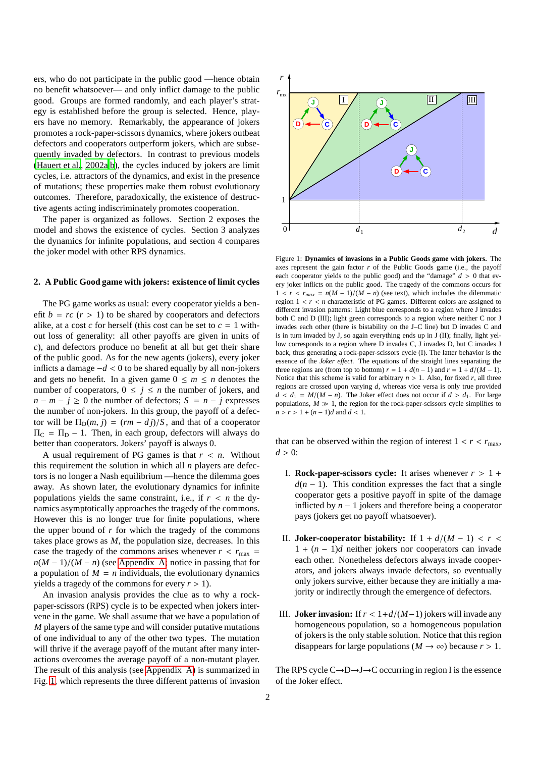ers, who do not participate in the public good —hence obtain no benefit whatsoever— and only inflict damage to the public good. Groups are formed randomly, and each player's strategy is established before the group is selected. Hence, players have no memory. Remarkably, the appearance of jokers promotes a rock-paper-scissors dynamics, where jokers outbeat defectors and cooperators outperform jokers, which are subsequently invaded by defectors. In contrast to previous models (Hauert et al., 2002a,b), the cycles induced by jokers are limit cycles, i.e. attractors of the dynamics, and exist in the presence of mutations; these properties make them robust evolutionary outcomes. Therefore, paradoxically, the existence of destructive agents acting indiscriminately promotes cooperation.

The paper is organized as follows. Section 2 exposes the model and shows the existence of cycles. Section 3 analyzes the dynamics for infinite populations, and section 4 compares the joker model with other RPS dynamics.

## 2. A Public Good game with jokers: existence of limit cycles

The PG game works as usual: every cooperator yields a benefit $b = rc$ ($r > 1$) to be shared by cooperators and defectors alike, at a cost $c$ for herself (this cost can be set to $c = 1$ without loss of generality: all other payoffs are given in units of $c$), and defectors produce no benefit at all but get their share of the public good. As for the new agents (jokers), every joker inflicts a damage $-d < 0$ to be shared equally by all non-jokers and gets no benefit. In a given game $0 \leq m \leq n$ denotes the number of cooperators, $0 \leq j \leq n$ the number of jokers, and $n - m - j \geq 0$ the number of defectors; $S = n - j$ expresses the number of non-jokers. In this group, the payoff of a defector will be $\Pi_D(m, j) = (rm - dj)/S$, and that of a cooperator $\Pi_C = \Pi_D - 1$. Then, in each group, defectors will always do better than cooperators. Jokers' payoff is always 0.

A usual requirement of PG games is that $r < n$. Without this requirement the solution in which all $n$ players are defectors is no longer a Nash equilibrium —hence the dilemma goes away. As shown later, the evolutionary dynamics for infinite populations yields the same constraint, i.e., if $r < n$ the dynamics asymptotically approaches the tragedy of the commons. However this is no longer true for finite populations, where the upper bound of $r$ for which the tragedy of the commons takes place grows as $M$, the population size, decreases. In this case the tragedy of the commons arises whenever $r < r_{\max} = n(M - 1)/(M - n)$ (see Appendix A; notice in passing that for a population of $M = n$ individuals, the evolutionary dynamics yields a tragedy of the commons for every $r > 1$).

An invasion analysis provides the clue as to why a rock-paper-scissors (RPS) cycle is to be expected when jokers intervene in the game. We shall assume that we have a population of $M$ players of the same type and will consider putative mutations of one individual to any of the other two types. The mutation will thrive if the average payoff of the mutant after many interactions overcomes the average payoff of a non-mutant player. The result of this analysis (see Appendix A) is summarized in Fig. 1, which represents the three different patterns of invasion that can be observed within the region of interest $1 < r < r_{\max}$, $d > 0$:

I. **Rock-paper-scissors cycle:** It arises whenever $r > 1 + d(n - 1)$. This condition expresses the fact that a single cooperator gets a positive payoff in spite of the damage inflicted by $n - 1$ jokers and therefore being a cooperator pays (jokers get no payoff whatsoever).

II. **Joker-cooperator bistability:** If $1 + d/(M - 1) < r < 1 + (n - 1)d$ neither jokers nor cooperators can invade each other. Nonetheless defectors always invade cooperators, and jokers always invade defectors, so eventually only jokers survive, either because they are initially a majority or indirectly through the emergence of defectors.

III. **Joker invasion:** If $r < 1 + d/(M - 1)$ jokers will invade any homogeneous population, so a homogeneous population of jokers is the only stable solution. Notice that this region disappears for large populations ($M \to \infty$) because $r > 1$.

The RPS cycle C→D→J→C occurring in region I is the essence of the Joker effect.

Figure 1: **Dynamics of invasions in a Public Goods game with jokers.** The axes represent the gain factor $r$ of the Public Goods game (i.e., the payoff each cooperator yields to the public good) and the "damage" $d > 0$ that every joker inflicts on the public good. The tragedy of the commons occurs for $1 < r < r_{max} = n(M - 1)/(M - n)$ (see text), which includes the dilemmatic region $1 < r < n$ characteristic of PG games. Different colors are assigned to different invasion patterns: Light blue corresponds to a region where J invades both C and D (III); light green corresponds to a region where neither C nor J invades each other (there is bistability on the J–C line) but D invades C and is in turn invaded by J, so again everything ends up in J (II); finally, light yellow corresponds to a region where D invades C, J invades D, but C invades J back, thus generating a rock-paper-scissors cycle (I). The latter behavior is the essence of the *Joker effect.* The equations of the straight lines separating the three regions are (from top to bottom) $r = 1 + d(n - 1)$ and $r = 1 + d/(M - 1)$. Notice that this scheme is valid for arbitrary $n > 1$. Also, for fixed $r$, all three regions are crossed upon varying $d$, whereas vice versa is only true provided $d < d_1 = M/(M - n)$. The Joker effect does not occur if $d > d_1$. For large populations, $M \gg 1$, the region for the rock-paper-scissors cycle simplifies to $n > r > 1 + (n - 1)d$ and $d < 1$.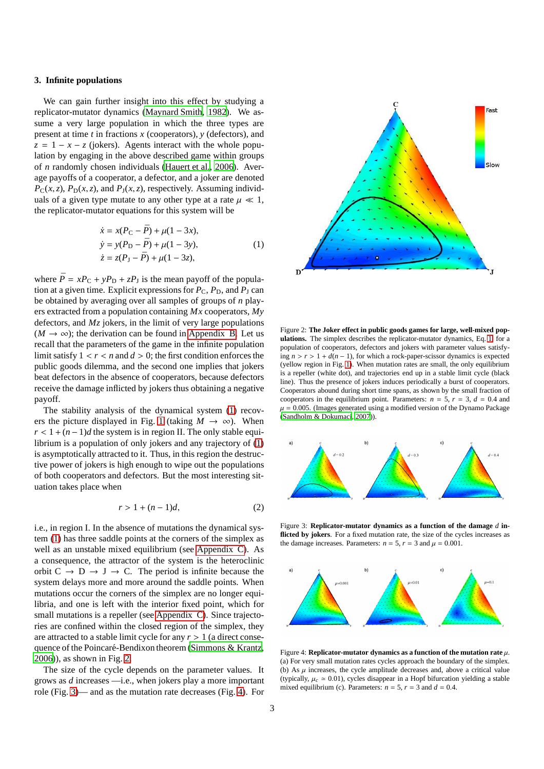### 3. Infinite populations

We can gain further insight into this effect by studying a replicator-mutator dynamics (Maynard Smith, 1982). We assume a very large population in which the three types are present at time $t$ in fractions $x$ (cooperators), $y$ (defectors), and $z = 1 - x - z$ (jokers). Agents interact with the whole population by engaging in the above described game within groups of $n$ randomly chosen individuals (Hauert et al., 2006). Average payoffs of a cooperator, a defector, and a joker are denoted $P_C(x,z)$, $P_D(x,z)$, and $P_J(x,z)$, respectively. Assuming individuals of a given type mutate to any other type at a rate $\mu \ll 1$, the replicator-mutator equations for this system will be

$$
\begin{aligned}
\dot{x} &= x(P_C - \bar{P}) + \mu(1 - 3x), \\
\dot{y} &= y(P_D - \bar{P}) + \mu(1 - 3y), \\
\dot{z} &= z(P_J - \bar{P}) + \mu(1 - 3z),
\end{aligned}
\tag{1}
$$

where $\bar{P} = xP_C + yP_D + zP_J$ is the mean payoff of the population at a given time. Explicit expressions for $P_C$, $P_D$, and $P_J$ can be obtained by averaging over all samples of groups of $n$ players extracted from a population containing $Mx$ cooperators, $My$ defectors, and $Mz$ jokers, in the limit of very large populations ($M \to \infty$); the derivation can be found in Appendix B. Let us recall that the parameters of the game in the infinite population limit satisfy $1 < r < n$ and $d > 0$; the first condition enforces the public goods dilemma, and the second one implies that jokers beat defectors in the absence of cooperators, because defectors receive the damage inflicted by jokers thus obtaining a negative payoff.

The stability analysis of the dynamical system (1) recovers the picture displayed in Fig. 1 (taking $M \to \infty$). When $r < 1 + (n-1)d$ the system is in region II. The only stable equilibrium is a population of only jokers and any trajectory of (1) is asymptotically attracted to it. Thus, in this region the destructive power of jokers is high enough to wipe out the populations of both cooperators and defectors. But the most interesting situation takes place when

$$
r > 1 + (n-1)d, \tag{2}
$$

i.e., in region I. In the absence of mutations the dynamical system (1) has three saddle points at the corners of the simplex as well as an unstable mixed equilibrium (see Appendix C). As a consequence, the attractor of the system is the heteroclinic orbit C $\to$ D $\to$ J $\to$ C. The period is infinite because the system delays more and more around the saddle points. When mutations occur the corners of the simplex are no longer equilibria, and one is left with the interior fixed point, which for small mutations is a repeller (see Appendix C). Since trajectories are confined within the closed region of the simplex, they are attracted to a stable limit cycle for any $r > 1$ (a direct consequence of the Poincaré-Bendixon theorem (Simmons & Krantz, 2006)), as shown in Fig. 2.

The size of the cycle depends on the parameter values. It grows as $d$ increases —i.e., when jokers play a more important role (Fig. 3)— and as the mutation rate decreases (Fig. 4). For

Figure 2: **The Joker effect in public goods games for large, well-mixed populations.** The simplex describes the replicator-mutator dynamics, Eq. 1, for a population of cooperators, defectors and jokers with parameter values satisfying $n > r > 1 + d(n-1)$, for which a rock-paper-scissor dynamics is expected (yellow region in Fig. 1). When mutation rates are small, the only equilibrium is a repeller (white dot), and trajectories end up in a stable limit cycle (black line). Thus the presence of jokers induces periodically a burst of cooperators. Cooperators abound during short time spans, as shown by the small fraction of cooperators in the equilibrium point. Parameters: $n = 5$, $r = 3$, $d = 0.4$ and $\mu = 0.005$. (Images generated using a modified version of the Dynamo Package (Sandholm & Dokumaci, 2007)).

Figure 3: **Replicator-mutator dynamics as a function of the damage $d$ inflicted by jokers**. For a fixed mutation rate, the size of the cycles increases as the damage increases. Parameters: $n = 5$, $r = 3$ and $\mu = 0.001$.

Figure 4: **Replicator-mutator dynamics as a function of the mutation rate $\mu$.** (a) For very small mutation rates cycles approach the boundary of the simplex. (b) As $\mu$ increases, the cycle amplitude decreases and, above a critical value (typically, $\mu_c \simeq 0.01$), cycles disappear in a Hopf bifurcation yielding a stable mixed equilibrium (c). Parameters: $n = 5$, $r = 3$ and $d = 0.4$.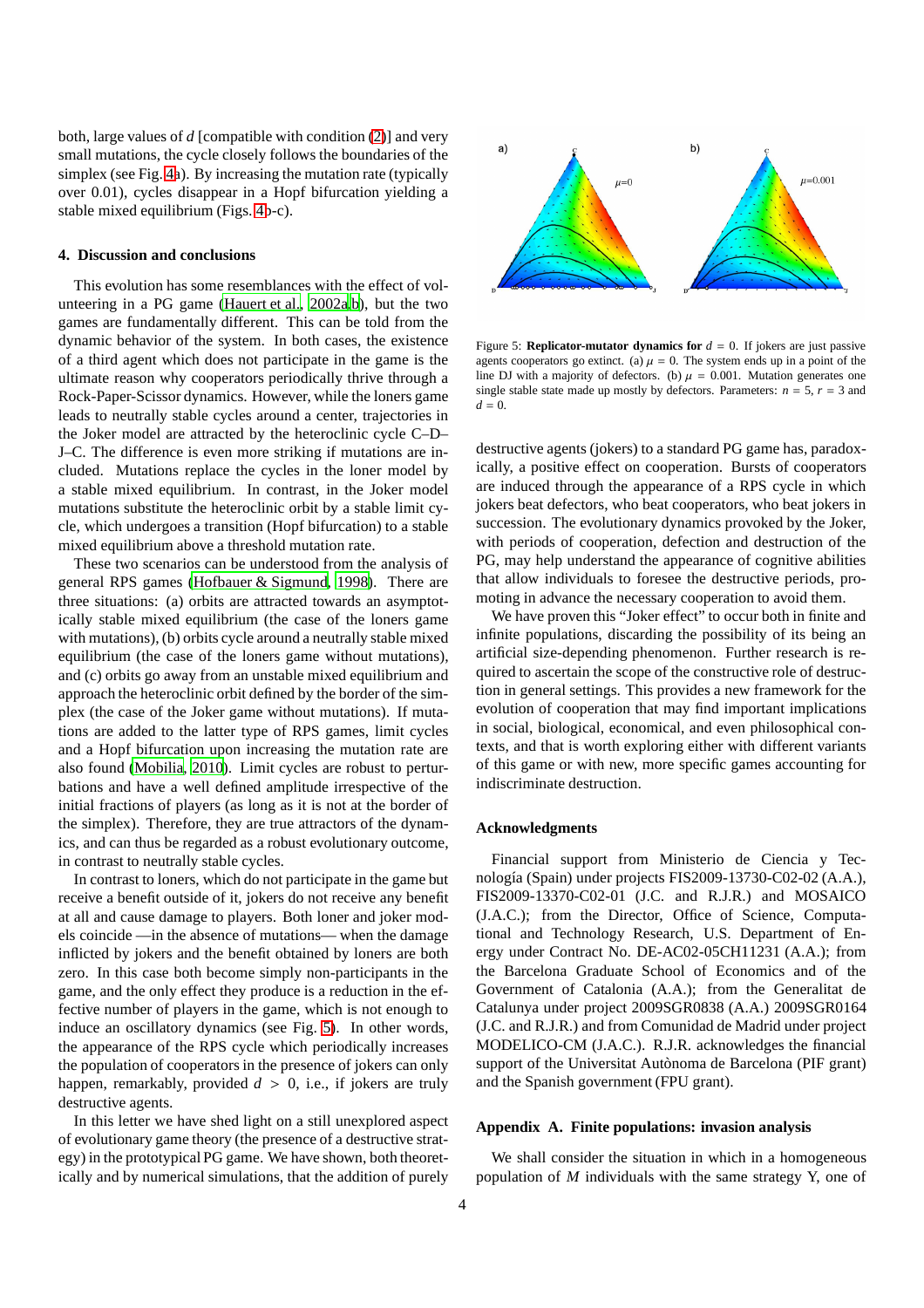both, large values of $d$ [compatible with condition (2)] and very small mutations, the cycle closely follows the boundaries of the simplex (see Fig. 4a). By increasing the mutation rate (typically over 0.01), cycles disappear in a Hopf bifurcation yielding a stable mixed equilibrium (Figs. 4b-c).

## 4. Discussion and conclusions

This evolution has some resemblances with the effect of volunteering in a PG game (Hauert et al., 2002a,b), but the two games are fundamentally different. This can be told from the dynamic behavior of the system. In both cases, the existence of a third agent which does not participate in the game is the ultimate reason why cooperators periodically thrive through a Rock-Paper-Scissor dynamics. However, while the loners game leads to neutrally stable cycles around a center, trajectories in the Joker model are attracted by the heteroclinic cycle C–D–J–C. The difference is even more striking if mutations are included. Mutations replace the cycles in the loner model by a stable mixed equilibrium. In contrast, in the Joker model mutations substitute the heteroclinic orbit by a stable limit cycle, which undergoes a transition (Hopf bifurcation) to a stable mixed equilibrium above a threshold mutation rate.

These two scenarios can be understood from the analysis of general RPS games (Hofbauer & Sigmund, 1998). There are three situations: (a) orbits are attracted towards an asymptotically stable mixed equilibrium (the case of the loners game with mutations), (b) orbits cycle around a neutrally stable mixed equilibrium (the case of the loners game without mutations), and (c) orbits go away from an unstable mixed equilibrium and approach the heteroclinic orbit defined by the border of the simplex (the case of the Joker game without mutations). If mutations are added to the latter type of RPS games, limit cycles and a Hopf bifurcation upon increasing the mutation rate are also found (Mobilia, 2010). Limit cycles are robust to perturbations and have a well defined amplitude irrespective of the initial fractions of players (as long as it is not at the border of the simplex). Therefore, they are true attractors of the dynamics, and can thus be regarded as a robust evolutionary outcome, in contrast to neutrally stable cycles.

In contrast to loners, which do not participate in the game but receive a benefit outside of it, jokers do not receive any benefit at all and cause damage to players. Both loner and joker models coincide —in the absence of mutations— when the damage inflicted by jokers and the benefit obtained by loners are both zero. In this case both become simply non-participants in the game, and the only effect they produce is a reduction in the effective number of players in the game, which is not enough to induce an oscillatory dynamics (see Fig. 5). In other words, the appearance of the RPS cycle which periodically increases the population of cooperators in the presence of jokers can only happen, remarkably, provided $d > 0$, i.e., if jokers are truly destructive agents.

In this letter we have shed light on a still unexplored aspect of evolutionary game theory (the presence of a destructive strategy) in the prototypical PG game. We have shown, both theoretically and by numerical simulations, that the addition of purely destructive agents (jokers) to a standard PG game has, paradoxically, a positive effect on cooperation. Bursts of cooperators are induced through the appearance of a RPS cycle in which jokers beat defectors, who beat cooperators, who beat jokers in succession. The evolutionary dynamics provoked by the Joker, with periods of cooperation, defection and destruction of the PG, may help understand the appearance of cognitive abilities that allow individuals to foresee the destructive periods, promoting in advance the necessary cooperation to avoid them.

Figure 5: **Replicator-mutator dynamics for** $d = 0$. If jokers are just passive agents cooperators go extinct. (a) $\mu = 0$. The system ends up in a point of the line DJ with a majority of defectors. (b) $\mu = 0.001$. Mutation generates one single stable state made up mostly by defectors. Parameters: $n = 5$, $r = 3$ and $d = 0$.

We have proven this "Joker effect" to occur both in finite and infinite populations, discarding the possibility of its being an artificial size-depending phenomenon. Further research is required to ascertain the scope of the constructive role of destruction in general settings. This provides a new framework for the evolution of cooperation that may find important implications in social, biological, economical, and even philosophical contexts, and that is worth exploring either with different variants of this game or with new, more specific games accounting for indiscriminate destruction.

## Acknowledgments

Financial support from Ministerio de Ciencia y Tecnología (Spain) under projects FIS2009-13730-C02-02 (A.A.), FIS2009-13370-C02-01 (J.C. and R.J.R.) and MOSAICO (J.A.C.); from the Director, Office of Science, Computational and Technology Research, U.S. Department of Energy under Contract No. DE-AC02-05CH11231 (A.A.); from the Barcelona Graduate School of Economics and of the Government of Catalonia (A.A.); from the Generalitat de Catalunya under project 2009SGR0838 (A.A.) 2009SGR0164 (J.C. and R.J.R.) and from Comunidad de Madrid under project MODELICO-CM (J.A.C.). R.J.R. acknowledges the financial support of the Universitat Autònoma de Barcelona (PIF grant) and the Spanish government (FPU grant).

## Appendix A. Finite populations: invasion analysis

We shall consider the situation in which in a homogeneous population of $M$ individuals with the same strategy Y, one of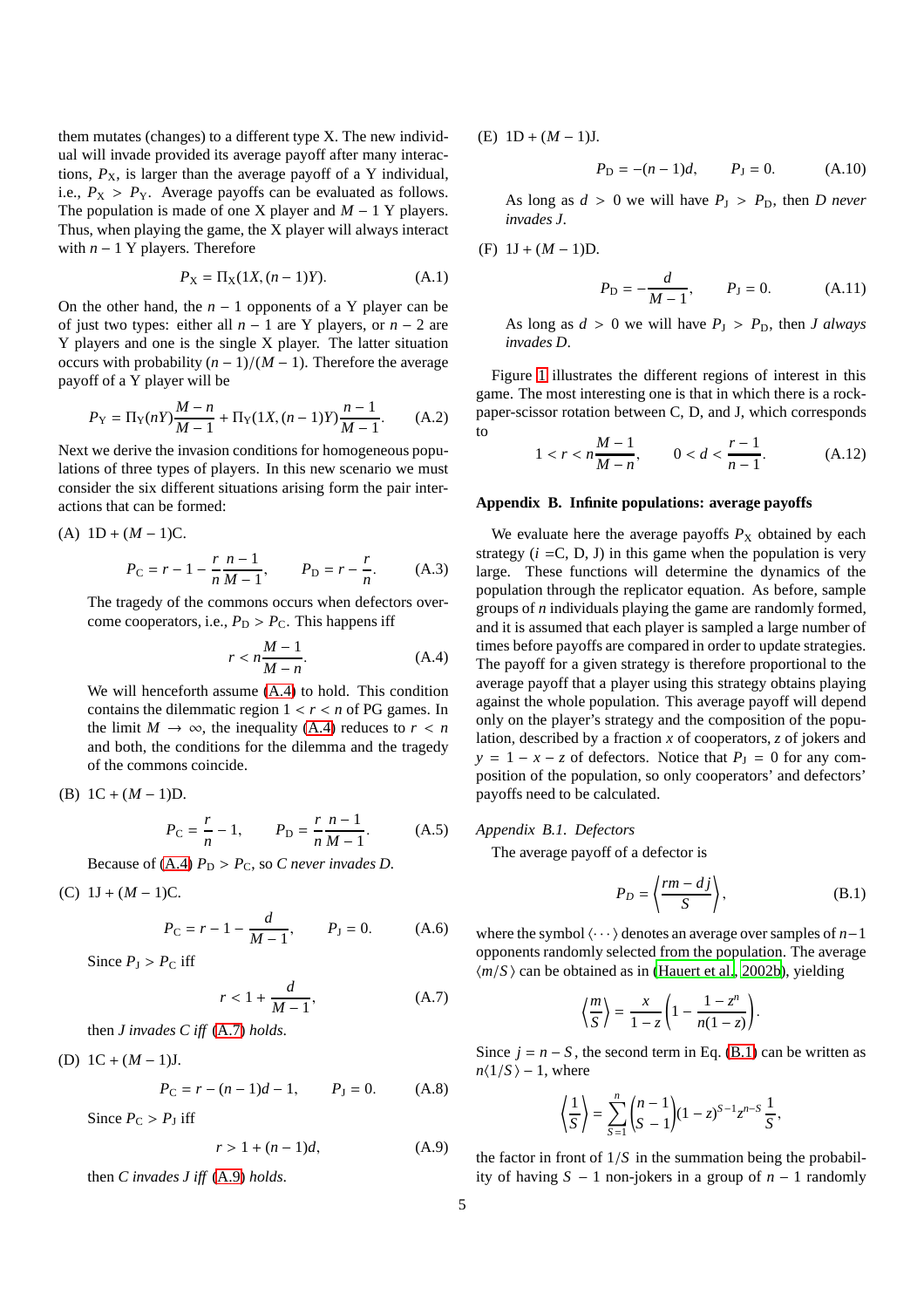them mutates (changes) to a different type X. The new individual will invade provided its average payoff after many interactions, $P_X$, is larger than the average payoff of a Y individual, i.e., $P_X > P_Y$. Average payoffs can be evaluated as follows. The population is made of one X player and $M-1$ Y players. Thus, when playing the game, the X player will always interact with $n-1$ Y players. Therefore

$$P_X = \Pi_X(1X, (n-1)Y). \tag{A.1}$$

On the other hand, the $n-1$ opponents of a Y player can be of just two types: either all $n-1$ are Y players, or $n-2$ are Y players and one is the single X player. The latter situation occurs with probability $(n-1)/(M-1)$. Therefore the average payoff of a Y player will be

$$P_Y = \Pi_Y(nY)\frac{M-n}{M-1} + \Pi_Y(1X, (n-1)Y)\frac{n-1}{M-1}. \tag{A.2}$$

Next we derive the invasion conditions for homogeneous populations of three types of players. In this new scenario we must consider the six different situations arising form the pair interactions that can be formed:

(A) 1D + $(M-1)$C.

$$P_C = r - 1 - \frac{r}{n}\frac{n-1}{M-1}, \qquad P_D = r - \frac{r}{n}. \tag{A.3}$$

The tragedy of the commons occurs when defectors overcome cooperators, i.e., $P_D > P_C$. This happens iff

$$r < n\frac{M-1}{M-n}. \tag{A.4}$$

We will henceforth assume (A.4) to hold. This condition contains the dilemmatic region $1 < r < n$ of PG games. In the limit $M \to \infty$, the inequality (A.4) reduces to $r < n$ and both, the conditions for the dilemma and the tragedy of the commons coincide.

(B) 1C + $(M-1)$D.

$$P_C = \frac{r}{n} - 1, \qquad P_D = \frac{r}{n}\frac{n-1}{M-1}. \tag{A.5}$$

Because of (A.4) $P_D > P_C$, so *C never invades D*.

(C) 1J + $(M-1)$C.

$$P_C = r - 1 - \frac{d}{M-1}, \qquad P_J = 0. \tag{A.6}$$

Since $P_J > P_C$ iff

$$r < 1 + \frac{d}{M-1}, \tag{A.7}$$

then *J invades C iff* (A.7) *holds*.

(D) 1C + $(M-1)$J.

$$P_C = r - (n-1)d - 1, \qquad P_J = 0. \tag{A.8}$$

Since $P_C > P_J$ iff

$$r > 1 + (n-1)d, \tag{A.9}$$

then *C invades J iff* (A.9) *holds*.

(E) 1D + $(M-1)$J.

$$P_D = -(n-1)d, \qquad P_J = 0. \tag{A.10}$$

As long as $d > 0$ we will have $P_J > P_D$, then *D never invades J*.

(F) 1J + $(M-1)$D.

$$P_D = -\frac{d}{M-1}, \qquad P_J = 0. \tag{A.11}$$

As long as $d > 0$ we will have $P_J > P_D$, then *J always invades D*.

Figure 1 illustrates the different regions of interest in this game. The most interesting one is that in which there is a rock-paper-scissor rotation between C, D, and J, which corresponds to

$$1 < r < n\frac{M-1}{M-n}, \qquad 0 < d < \frac{r-1}{n-1}. \tag{A.12}$$

## Appendix B. Infinite populations: average payoffs

We evaluate here the average payoffs $P_X$ obtained by each strategy ($i$ =C, D, J) in this game when the population is very large. These functions will determine the dynamics of the population through the replicator equation. As before, sample groups of $n$ individuals playing the game are randomly formed, and it is assumed that each player is sampled a large number of times before payoffs are compared in order to update strategies. The payoff for a given strategy is therefore proportional to the average payoff that a player using this strategy obtains playing against the whole population. This average payoff will depend only on the player's strategy and the composition of the population, described by a fraction $x$ of cooperators, $z$ of jokers and $y = 1 - x - z$ of defectors. Notice that $P_J = 0$ for any composition of the population, so only cooperators' and defectors' payoffs need to be calculated.

### *Appendix B.1. Defectors*

The average payoff of a defector is

$$P_D = \left\langle \frac{rm - dj}{S} \right\rangle, \tag{B.1}$$

where the symbol $\langle \cdots \rangle$ denotes an average over samples of $n-1$ opponents randomly selected from the population. The average $\langle m/S \rangle$ can be obtained as in (Hauert et al., 2002b), yielding

$$\left\langle \frac{m}{S} \right\rangle = \frac{x}{1-z}\left(1 - \frac{1-z^n}{n(1-z)}\right).$$

Since $j = n - S$, the second term in Eq. (B.1) can be written as $n\langle 1/S \rangle - 1$, where

$$\left\langle \frac{1}{S} \right\rangle = \sum_{S=1}^{n} \binom{n-1}{S-1}(1-z)^{S-1} z^{n-S} \frac{1}{S},$$

the factor in front of $1/S$ in the summation being the probability of having $S-1$ non-jokers in a group of $n-1$ randomly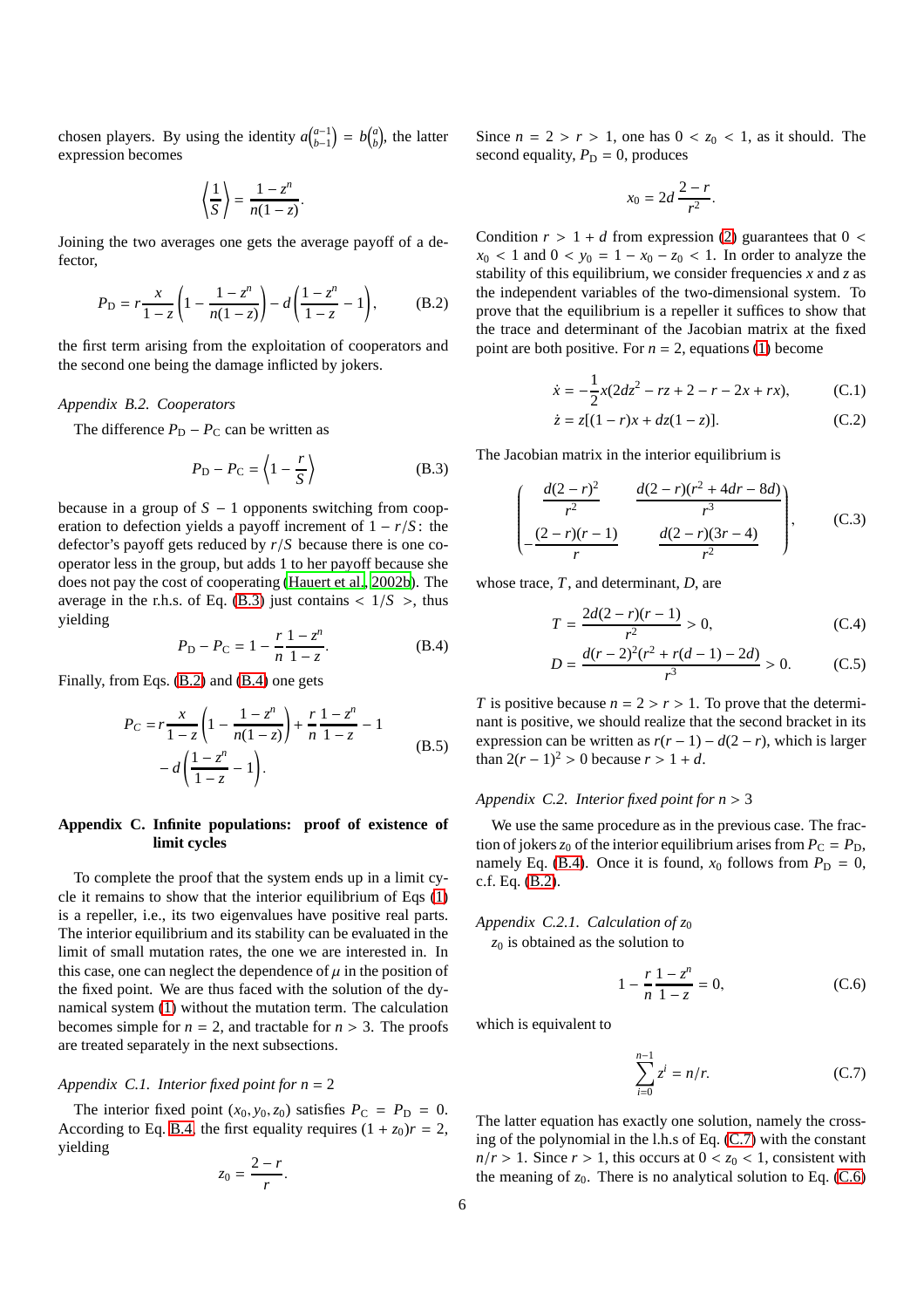chosen players. By using the identity $a\binom{a-1}{b-1} = b\binom{a}{b}$, the latter expression becomes

$$\left\langle \frac{1}{S} \right\rangle = \frac{1-z^n}{n(1-z)}.$$

Joining the two averages one gets the average payoff of a defector,

$$P_{\rm D} = r\frac{x}{1-z}\left(1 - \frac{1-z^n}{n(1-z)}\right) - d\left(\frac{1-z^n}{1-z} - 1\right), \tag{B.2}$$

the first term arising from the exploitation of cooperators and the second one being the damage inflicted by jokers.

*Appendix B.2. Cooperators*

The difference $P_{\rm D} - P_{\rm C}$ can be written as

$$P_{\rm D} - P_{\rm C} = \left\langle 1 - \frac{r}{S} \right\rangle \tag{B.3}$$

because in a group of $S-1$ opponents switching from cooperation to defection yields a payoff increment of $1 - r/S$: the defector's payoff gets reduced by $r/S$ because there is one cooperator less in the group, but adds 1 to her payoff because she does not pay the cost of cooperating (Hauert et al., 2002b). The average in the r.h.s. of Eq. (B.3) just contains $< 1/S >$, thus yielding

$$P_{\rm D} - P_{\rm C} = 1 - \frac{r}{n}\frac{1-z^n}{1-z}. \tag{B.4}$$

Finally, from Eqs. (B.2) and (B.4) one gets

$$P_C = r\frac{x}{1-z}\left(1 - \frac{1-z^n}{n(1-z)}\right) + \frac{r}{n}\frac{1-z^n}{1-z} - 1 - d\left(\frac{1-z^n}{1-z} - 1\right). \tag{B.5}$$

## Appendix C. Infinite populations: proof of existence of limit cycles

To complete the proof that the system ends up in a limit cycle it remains to show that the interior equilibrium of Eqs (1) is a repeller, i.e., its two eigenvalues have positive real parts. The interior equilibrium and its stability can be evaluated in the limit of small mutation rates, the one we are interested in. In this case, one can neglect the dependence of $\mu$ in the position of the fixed point. We are thus faced with the solution of the dynamical system (1) without the mutation term. The calculation becomes simple for $n = 2$, and tractable for $n > 3$. The proofs are treated separately in the next subsections.

*Appendix C.1. Interior fixed point for $n = 2$*

The interior fixed point $(x_0, y_0, z_0)$ satisfies $P_{\rm C} = P_{\rm D} = 0$. According to Eq. B.4, the first equality requires $(1 + z_0)r = 2$, yielding

$$z_0 = \frac{2-r}{r}.$$

Since $n = 2 > r > 1$, one has $0 < z_0 < 1$, as it should. The second equality, $P_{\rm D} = 0$, produces

$$x_0 = 2d\,\frac{2-r}{r^2}.$$

Condition $r > 1 + d$ from expression (2) guarantees that $0 < x_0 < 1$ and $0 < y_0 = 1 - x_0 - z_0 < 1$. In order to analyze the stability of this equilibrium, we consider frequencies $x$ and $z$ as the independent variables of the two-dimensional system. To prove that the equilibrium is a repeller it suffices to show that the trace and determinant of the Jacobian matrix at the fixed point are both positive. For $n = 2$, equations (1) become

$$\dot{x} = -\frac{1}{2}x(2dz^2 - rz + 2 - r - 2x + rx), \tag{C.1}$$

$$\dot{z} = z[(1-r)x + dz(1-z)]. \tag{C.2}$$

The Jacobian matrix in the interior equilibrium is

$$\begin{pmatrix} \dfrac{d(2-r)^2}{r^2} & \dfrac{d(2-r)(r^2+4dr-8d)}{r^3} \\[2ex] -\dfrac{(2-r)(r-1)}{r} & \dfrac{d(2-r)(3r-4)}{r^2} \end{pmatrix}, \tag{C.3}$$

whose trace, $T$, and determinant, $D$, are

$$T = \frac{2d(2-r)(r-1)}{r^2} > 0, \tag{C.4}$$

$$D = \frac{d(r-2)^2(r^2 + r(d-1) - 2d)}{r^3} > 0. \tag{C.5}$$

$T$ is positive because $n = 2 > r > 1$. To prove that the determinant is positive, we should realize that the second bracket in its expression can be written as $r(r-1) - d(2-r)$, which is larger than $2(r-1)^2 > 0$ because $r > 1 + d$.

*Appendix C.2. Interior fixed point for $n > 3$*

We use the same procedure as in the previous case. The fraction of jokers $z_0$ of the interior equilibrium arises from $P_{\rm C} = P_{\rm D}$, namely Eq. (B.4). Once it is found, $x_0$ follows from $P_{\rm D} = 0$, c.f. Eq. (B.2).

*Appendix C.2.1. Calculation of $z_0$*

$z_0$ is obtained as the solution to

$$1 - \frac{r}{n}\frac{1-z^n}{1-z} = 0, \tag{C.6}$$

which is equivalent to

$$\sum_{i=0}^{n-1} z^i = n/r. \tag{C.7}$$

The latter equation has exactly one solution, namely the crossing of the polynomial in the l.h.s of Eq. (C.7) with the constant $n/r > 1$. Since $r > 1$, this occurs at $0 < z_0 < 1$, consistent with the meaning of $z_0$. There is no analytical solution to Eq. (C.6)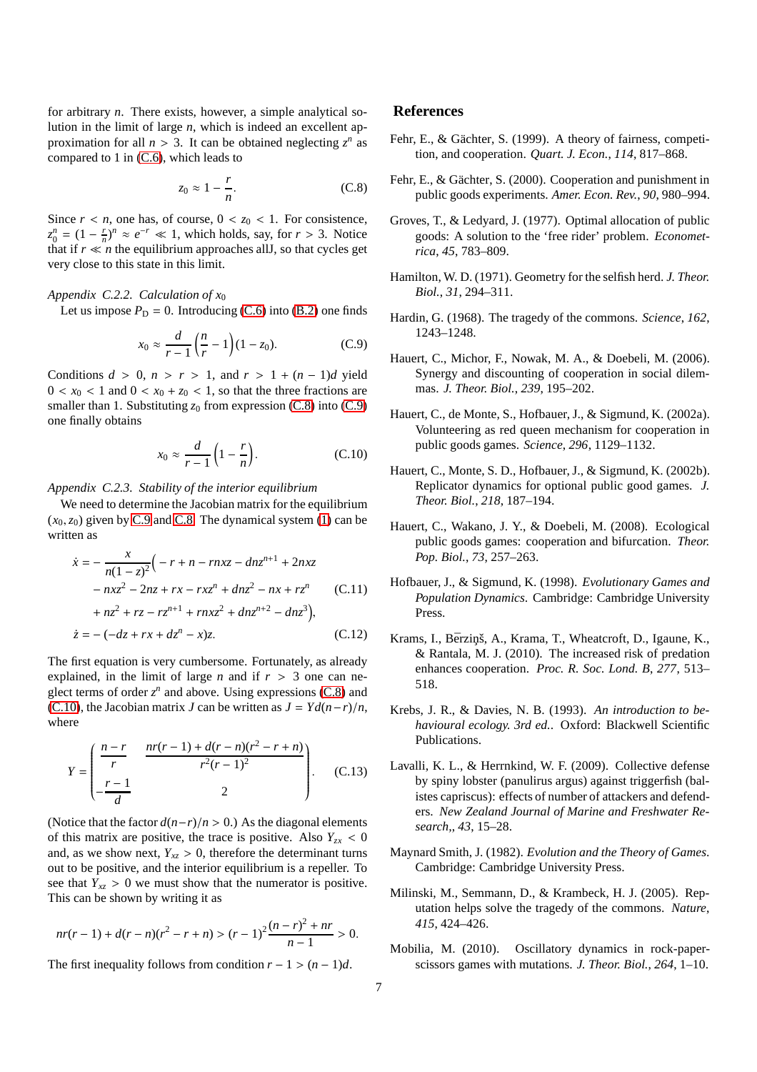for arbitrary $n$. There exists, however, a simple analytical solution in the limit of large $n$, which is indeed an excellent approximation for all $n > 3$. It can be obtained neglecting $z^n$ as compared to 1 in (C.6), which leads to

$$z_0 \approx 1 - \frac{r}{n}. \tag{C.8}$$

Since $r < n$, one has, of course, $0 < z_0 < 1$. For consistence, $z_0^n = (1 - \frac{r}{n})^n \approx e^{-r} \ll 1$, which holds, say, for $r > 3$. Notice that if $r \ll n$ the equilibrium approaches allJ, so that cycles get very close to this state in this limit.

*Appendix C.2.2. Calculation of $x_0$*

Let us impose $P_D = 0$. Introducing (C.6) into (B.2) one finds

$$x_0 \approx \frac{d}{r-1}\left(\frac{n}{r} - 1\right)(1 - z_0). \tag{C.9}$$

Conditions $d > 0$, $n > r > 1$, and $r > 1 + (n-1)d$ yield $0 < x_0 < 1$ and $0 < x_0 + z_0 < 1$, so that the three fractions are smaller than 1. Substituting $z_0$ from expression (C.8) into (C.9) one finally obtains

$$x_0 \approx \frac{d}{r-1}\left(1 - \frac{r}{n}\right). \tag{C.10}$$

*Appendix C.2.3. Stability of the interior equilibrium*

We need to determine the Jacobian matrix for the equilibrium $(x_0, z_0)$ given by C.9 and C.8. The dynamical system (1) can be written as

$$\begin{aligned}
\dot{x} = &-\frac{x}{n(1-z)^2}\Big(-r + n - rnxz - dnz^{n+1} + 2nxz \\
&- nxz^2 - 2nz + rx - rxz^n + dnz^2 - nx + rz^n \\
&+ nz^2 + rz - rz^{n+1} + rnxz^2 + dnz^{n+2} - dnz^3\Big),
\end{aligned} \tag{C.11}$$

$$\dot{z} = -(-dz + rx + dz^n - x)z. \tag{C.12}$$

The first equation is very cumbersome. Fortunately, as already explained, in the limit of large $n$ and if $r > 3$ one can neglect terms of order $z^n$ and above. Using expressions (C.8) and (C.10), the Jacobian matrix $J$ can be written as $J = Yd(n-r)/n$, where

$$Y = \begin{pmatrix} \dfrac{n-r}{r} & \dfrac{nr(r-1) + d(r-n)(r^2 - r + n)}{r^2(r-1)^2} \\ -\dfrac{r-1}{d} & 2 \end{pmatrix}. \tag{C.13}$$

(Notice that the factor $d(n-r)/n > 0$.) As the diagonal elements of this matrix are positive, the trace is positive. Also $Y_{zx} < 0$ and, as we show next, $Y_{xz} > 0$, therefore the determinant turns out to be positive, and the interior equilibrium is a repeller. To see that $Y_{xz} > 0$ we must show that the numerator is positive. This can be shown by writing it as

$$nr(r-1) + d(r-n)(r^2 - r + n) > (r-1)^2 \frac{(n-r)^2 + nr}{n-1} > 0.$$

The first inequality follows from condition $r - 1 > (n-1)d$.

## References

Fehr, E., & Gächter, S. (1999). A theory of fairness, competition, and cooperation. *Quart. J. Econ.*, *114*, 817–868.

Fehr, E., & Gächter, S. (2000). Cooperation and punishment in public goods experiments. *Amer. Econ. Rev.*, *90*, 980–994.

Groves, T., & Ledyard, J. (1977). Optimal allocation of public goods: A solution to the 'free rider' problem. *Econometrica*, *45*, 783–809.

Hamilton, W. D. (1971). Geometry for the selfish herd. *J. Theor. Biol.*, *31*, 294–311.

Hardin, G. (1968). The tragedy of the commons. *Science*, *162*, 1243–1248.

Hauert, C., Michor, F., Nowak, M. A., & Doebeli, M. (2006). Synergy and discounting of cooperation in social dilemmas. *J. Theor. Biol.*, *239*, 195–202.

Hauert, C., de Monte, S., Hofbauer, J., & Sigmund, K. (2002a). Volunteering as red queen mechanism for cooperation in public goods games. *Science*, *296*, 1129–1132.

Hauert, C., Monte, S. D., Hofbauer, J., & Sigmund, K. (2002b). Replicator dynamics for optional public good games. *J. Theor. Biol.*, *218*, 187–194.

Hauert, C., Wakano, J. Y., & Doebeli, M. (2008). Ecological public goods games: cooperation and bifurcation. *Theor. Pop. Biol.*, *73*, 257–263.

Hofbauer, J., & Sigmund, K. (1998). *Evolutionary Games and Population Dynamics*. Cambridge: Cambridge University Press.

Krams, I., Bērziņš, A., Krama, T., Wheatcroft, D., Igaune, K., & Rantala, M. J. (2010). The increased risk of predation enhances cooperation. *Proc. R. Soc. Lond. B*, *277*, 513–518.

Krebs, J. R., & Davies, N. B. (1993). *An introduction to behavioural ecology. 3rd ed.*. Oxford: Blackwell Scientific Publications.

Lavalli, K. L., & Herrnkind, W. F. (2009). Collective defense by spiny lobster (panulirus argus) against triggerfish (balistes capriscus): effects of number of attackers and defenders. *New Zealand Journal of Marine and Freshwater Research,*, *43*, 15–28.

Maynard Smith, J. (1982). *Evolution and the Theory of Games*. Cambridge: Cambridge University Press.

Milinski, M., Semmann, D., & Krambeck, H. J. (2005). Reputation helps solve the tragedy of the commons. *Nature*, *415*, 424–426.

Mobilia, M. (2010). Oscillatory dynamics in rock-paper-scissors games with mutations. *J. Theor. Biol.*, *264*, 1–10.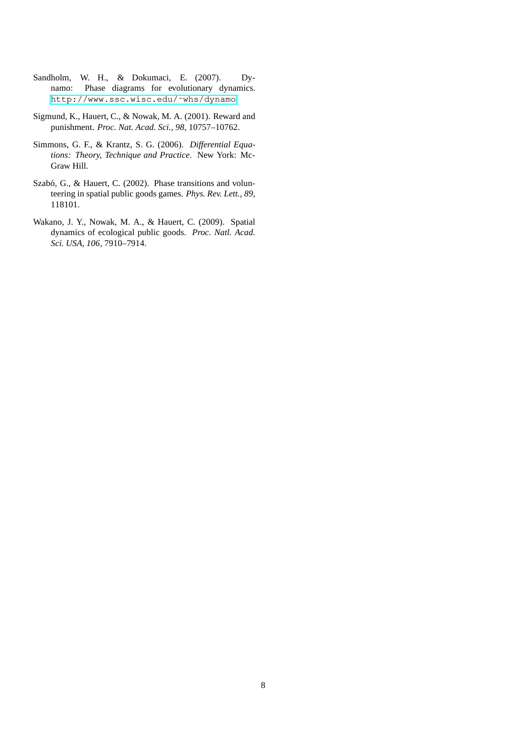Sandholm, W. H., & Dokumaci, E. (2007). Dynamo: Phase diagrams for evolutionary dynamics. http://www.ssc.wisc.edu/~whs/dynamo

Sigmund, K., Hauert, C., & Nowak, M. A. (2001). Reward and punishment. *Proc. Nat. Acad. Sci.*, *98*, 10757–10762.

Simmons, G. F., & Krantz, S. G. (2006). *Differential Equations: Theory, Technique and Practice*. New York: McGraw Hill.

Szabó, G., & Hauert, C. (2002). Phase transitions and volunteering in spatial public goods games. *Phys. Rev. Lett.*, *89*, 118101.

Wakano, J. Y., Nowak, M. A., & Hauert, C. (2009). Spatial dynamics of ecological public goods. *Proc. Natl. Acad. Sci. USA*, *106*, 7910–7914.